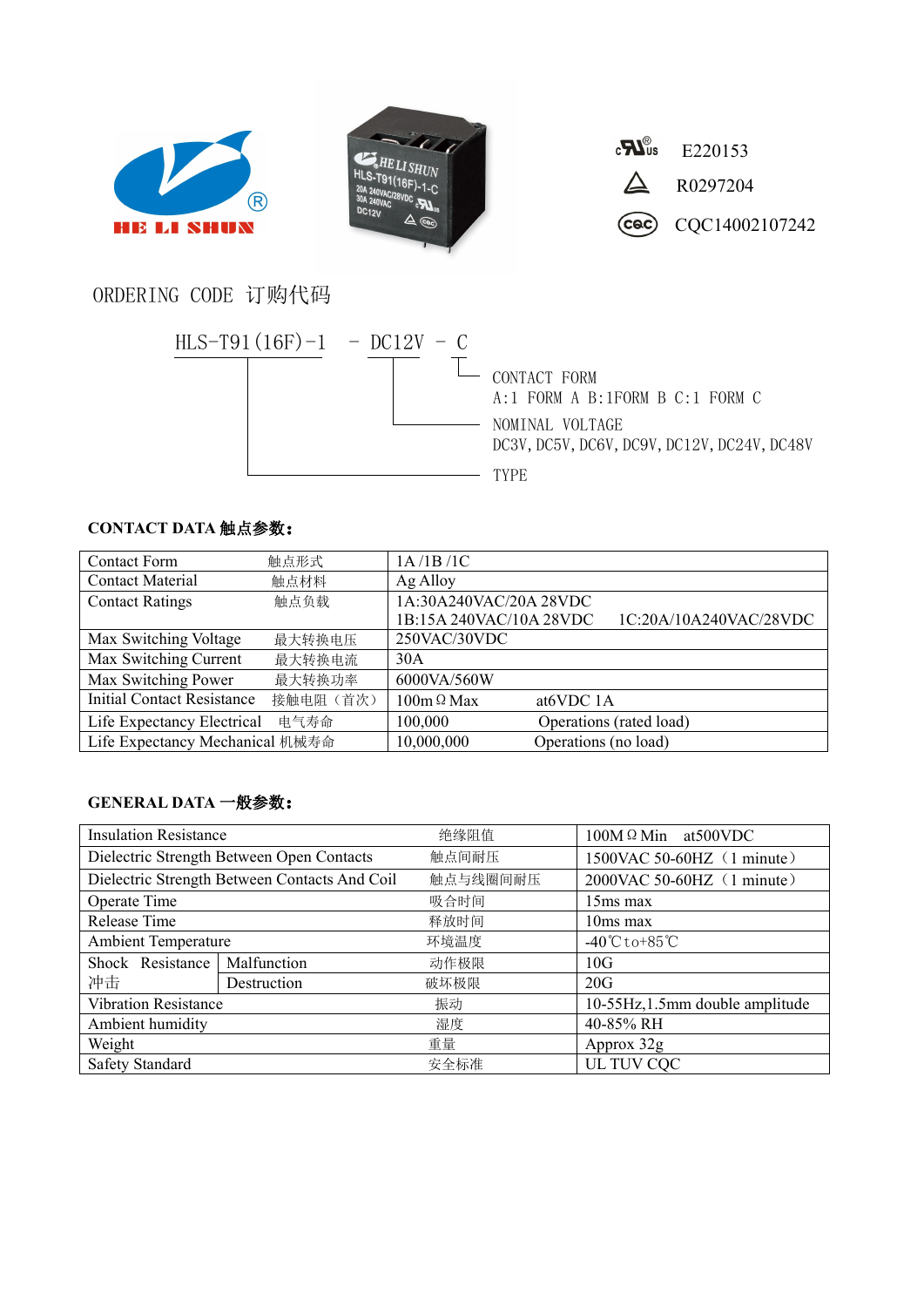HE LI SHUN

E220153

R0297204

CQC14002107242

## ORDERING CODE 订购代码

HLS-T91(16F)-1 - DC12V - C

- CONTACT FORM
  A:1 FORM A B:1FORM B C:1 FORM C
- NOMINAL VOLTAGE
  DC3V, DC5V, DC6V, DC9V, DC12V, DC24V, DC48V
- TYPE

### CONTACT DATA 触点参数：

| | | |
|---|---|---|
| Contact Form | 触点形式 | 1A /1B /1C |
| Contact Material | 触点材料 | Ag Alloy |
| Contact Ratings | 触点负载 | 1A:30A240VAC/20A 28VDC<br>1B:15A 240VAC/10A 28VDC 1C:20A/10A240VAC/28VDC |
| Max Switching Voltage | 最大转换电压 | 250VAC/30VDC |
| Max Switching Current | 最大转换电流 | 30A |
| Max Switching Power | 最大转换功率 | 6000VA/560W |
| Initial Contact Resistance | 接触电阻（首次） | 100mΩ Max at6VDC 1A |
| Life Expectancy Electrical | 电气寿命 | 100,000 Operations (rated load) |
| Life Expectancy Mechanical | 机械寿命 | 10,000,000 Operations (no load) |

### GENERAL DATA 一般参数：

| | | | |
|---|---|---|---|
| Insulation Resistance | | 绝缘阻值 | 100MΩ Min at500VDC |
| Dielectric Strength Between Open Contacts | | 触点间耐压 | 1500VAC 50-60HZ（1 minute） |
| Dielectric Strength Between Contacts And Coil | | 触点与线圈间耐压 | 2000VAC 50-60HZ（1 minute） |
| Operate Time | | 吸合时间 | 15ms max |
| Release Time | | 释放时间 | 10ms max |
| Ambient Temperature | | 环境温度 | -40℃to+85℃ |
| Shock Resistance 冲击 | Malfunction | 动作极限 | 10G |
| | Destruction | 破坏极限 | 20G |
| Vibration Resistance | | 振动 | 10-55Hz,1.5mm double amplitude |
| Ambient humidity | | 湿度 | 40-85% RH |
| Weight | | 重量 | Approx 32g |
| Safety Standard | | 安全标准 | UL TUV CQC |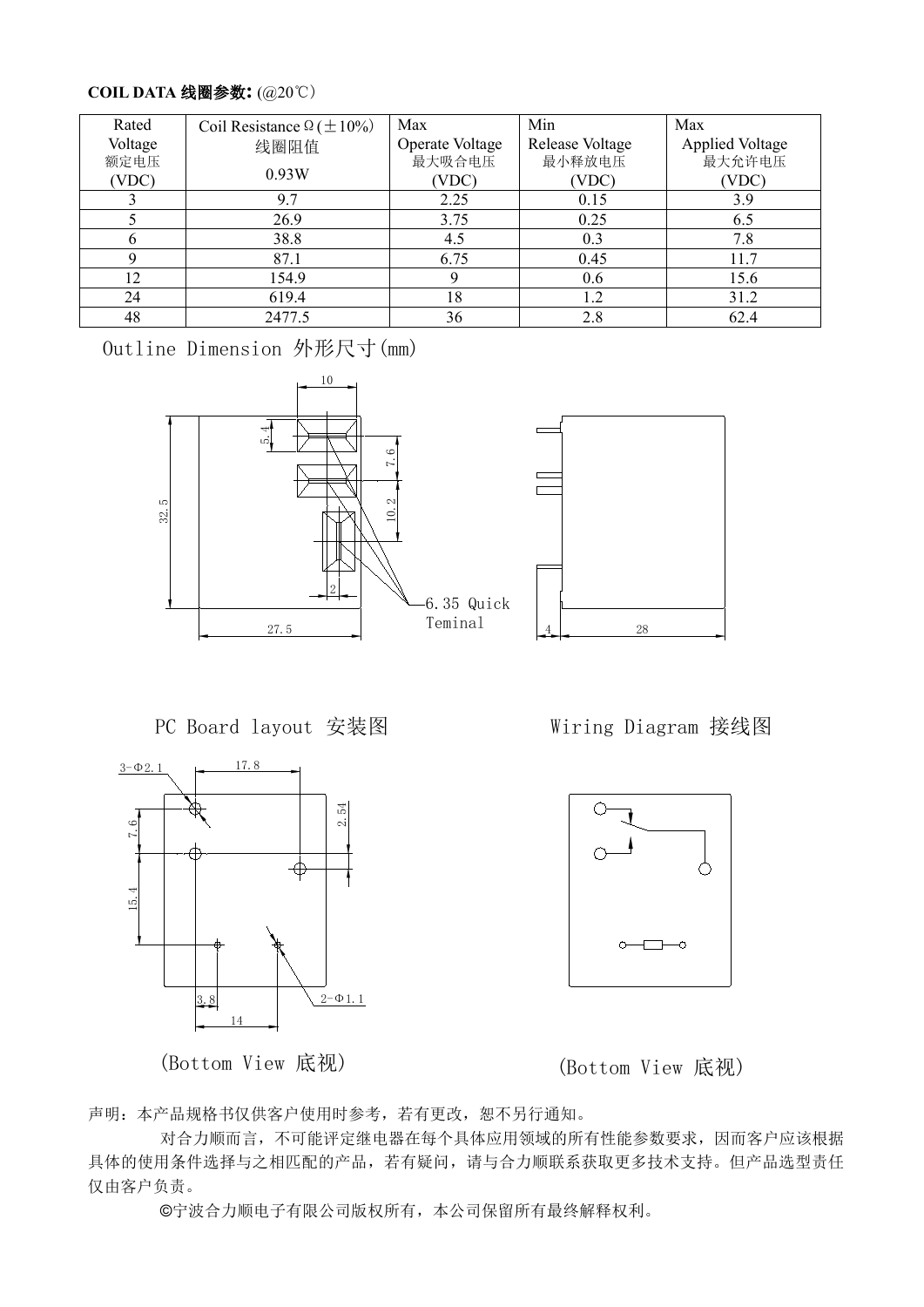**COIL DATA 线圈参数:** (@20℃)

| Rated Voltage 额定电压 (VDC) | Coil Resistance Ω(±10%) 线圈阻值 0.93W | Max Operate Voltage 最大吸合电压 (VDC) | Min Release Voltage 最小释放电压 (VDC) | Max Applied Voltage 最大允许电压 (VDC) |
|---|---|---|---|---|
| 3 | 9.7 | 2.25 | 0.15 | 3.9 |
| 5 | 26.9 | 3.75 | 0.25 | 6.5 |
| 6 | 38.8 | 4.5 | 0.3 | 7.8 |
| 9 | 87.1 | 6.75 | 0.45 | 11.7 |
| 12 | 154.9 | 9 | 0.6 | 15.6 |
| 24 | 619.4 | 18 | 1.2 | 31.2 |
| 48 | 2477.5 | 36 | 2.8 | 62.4 |

Outline Dimension 外形尺寸(mm)

10
5.4
7.6
10.2
32.5
2
27.5
6.35 Quick Teminal
4
28

PC Board layout 安装图

3-Φ2.1
17.8
2.54
7.6
15.4
3.8
14
2-Φ1.1

(Bottom View 底视)

Wiring Diagram 接线图

(Bottom View 底视)

声明：本产品规格书仅供客户使用时参考，若有更改，恕不另行通知。

对合力顺而言，不可能评定继电器在每个具体应用领域的所有性能参数要求，因而客户应该根据具体的使用条件选择与之相匹配的产品，若有疑问，请与合力顺联系获取更多技术支持。但产品选型责任仅由客户负责。

©宁波合力顺电子有限公司版权所有，本公司保留所有最终解释权利。